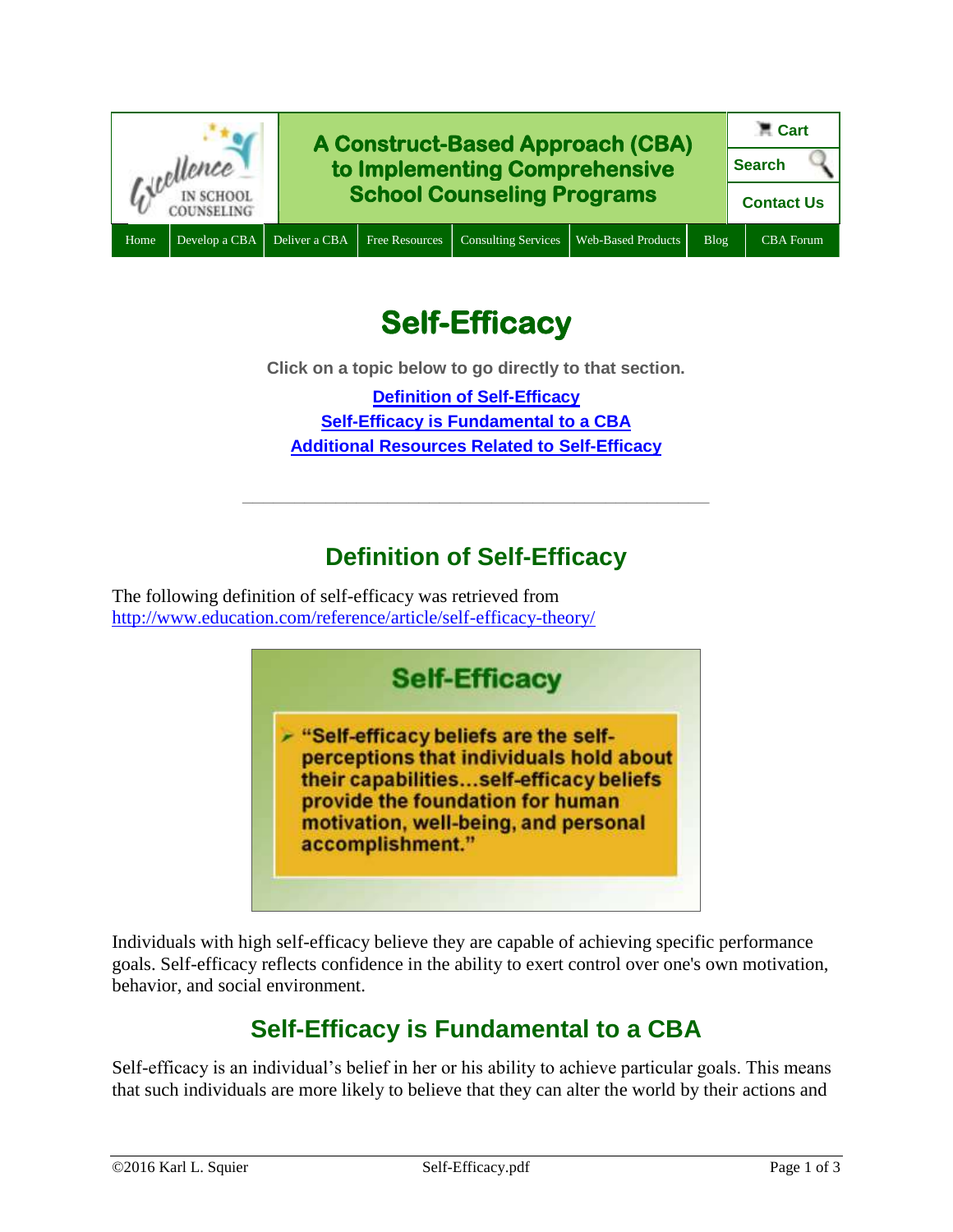A Construct-Based Approach (CBA) to Implementing Comprehensive School Counseling Programs

Home | Develop a CBA | Deliver a CBA | Free Resources | Consulting Services | Web-Based Products | Blog | CBA Forum

Cart | Search | Contact Us

# Self-Efficacy

**Click on a topic below to go directly to that section.**

[Definition of Self-Efficacy](#definition-of-self-efficacy)
[Self-Efficacy is Fundamental to a CBA](#self-efficacy-is-fundamental-to-a-cba)
[Additional Resources Related to Self-Efficacy](#additional-resources-related-to-self-efficacy)

---

## Definition of Self-Efficacy

The following definition of self-efficacy was retrieved from http://www.education.com/reference/article/self-efficacy-theory/

**Self-Efficacy**

> "Self-efficacy beliefs are the self-perceptions that individuals hold about their capabilities…self-efficacy beliefs provide the foundation for human motivation, well-being, and personal accomplishment."

Individuals with high self-efficacy believe they are capable of achieving specific performance goals. Self-efficacy reflects confidence in the ability to exert control over one's own motivation, behavior, and social environment.

## Self-Efficacy is Fundamental to a CBA

Self-efficacy is an individual's belief in her or his ability to achieve particular goals. This means that such individuals are more likely to believe that they can alter the world by their actions and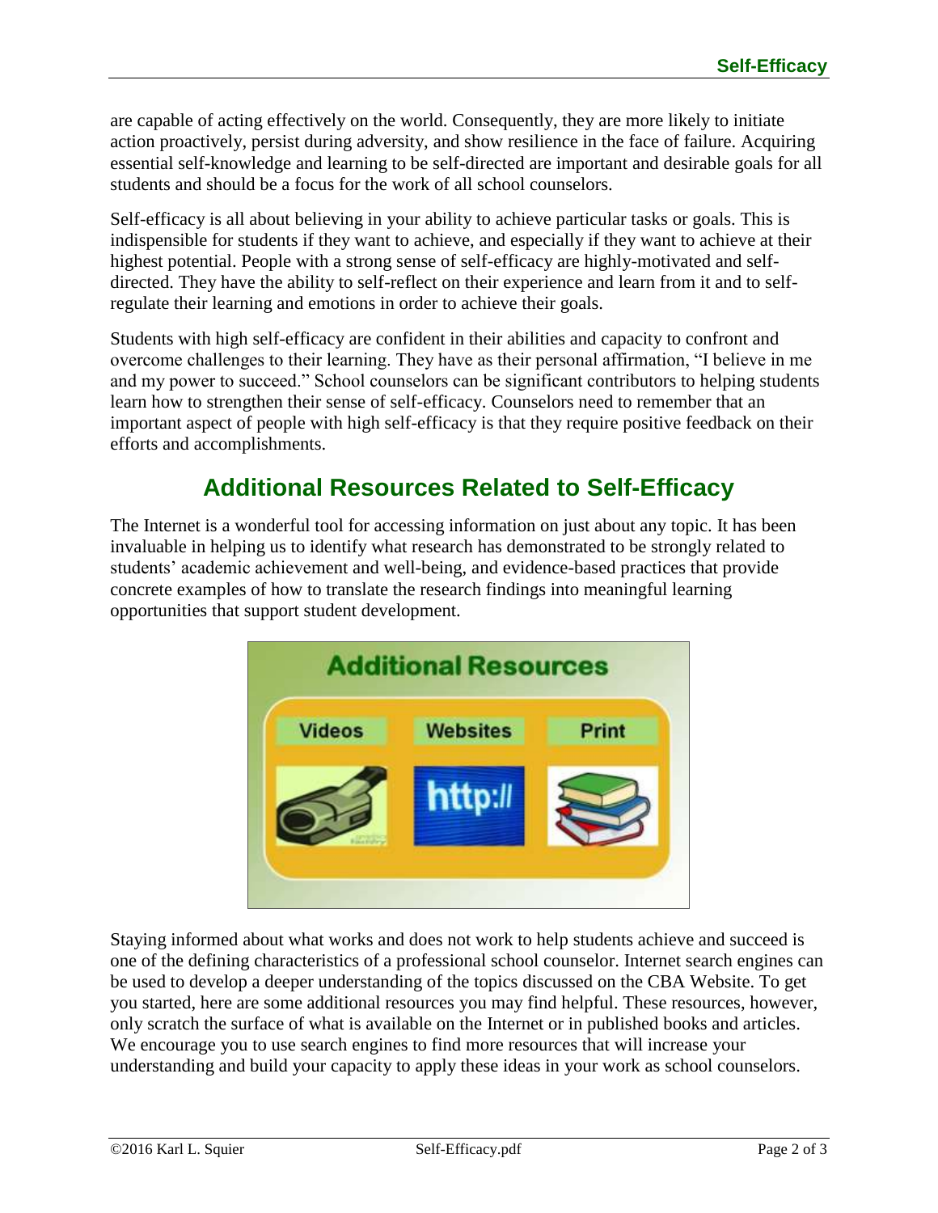are capable of acting effectively on the world. Consequently, they are more likely to initiate action proactively, persist during adversity, and show resilience in the face of failure. Acquiring essential self-knowledge and learning to be self-directed are important and desirable goals for all students and should be a focus for the work of all school counselors.

Self-efficacy is all about believing in your ability to achieve particular tasks or goals. This is indispensible for students if they want to achieve, and especially if they want to achieve at their highest potential. People with a strong sense of self-efficacy are highly-motivated and self-directed. They have the ability to self-reflect on their experience and learn from it and to self-regulate their learning and emotions in order to achieve their goals.

Students with high self-efficacy are confident in their abilities and capacity to confront and overcome challenges to their learning. They have as their personal affirmation, “I believe in me and my power to succeed.” School counselors can be significant contributors to helping students learn how to strengthen their sense of self-efficacy. Counselors need to remember that an important aspect of people with high self-efficacy is that they require positive feedback on their efforts and accomplishments.

## Additional Resources Related to Self-Efficacy

The Internet is a wonderful tool for accessing information on just about any topic. It has been invaluable in helping us to identify what research has demonstrated to be strongly related to students’ academic achievement and well-being, and evidence-based practices that provide concrete examples of how to translate the research findings into meaningful learning opportunities that support student development.

Staying informed about what works and does not work to help students achieve and succeed is one of the defining characteristics of a professional school counselor. Internet search engines can be used to develop a deeper understanding of the topics discussed on the CBA Website. To get you started, here are some additional resources you may find helpful. These resources, however, only scratch the surface of what is available on the Internet or in published books and articles. We encourage you to use search engines to find more resources that will increase your understanding and build your capacity to apply these ideas in your work as school counselors.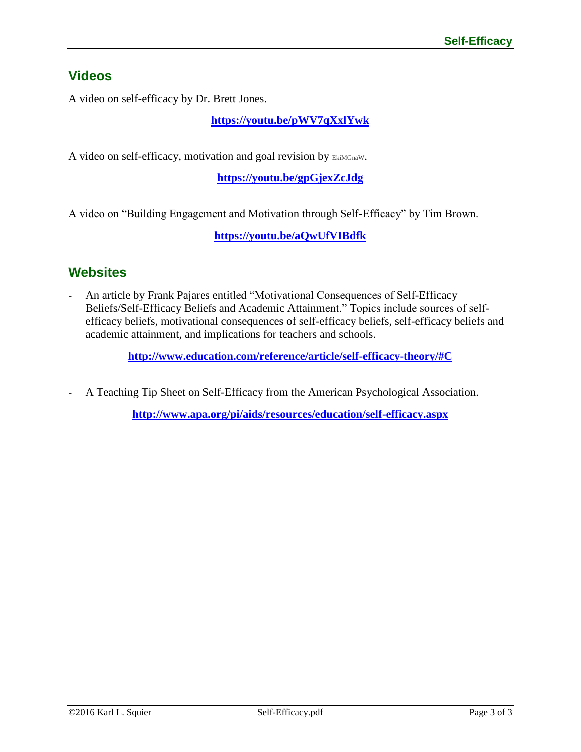## Videos

A video on self-efficacy by Dr. Brett Jones.

**https://youtu.be/pWV7qXxlYwk**

A video on self-efficacy, motivation and goal revision by EkiMGnaW.

**https://youtu.be/gpGjexZcJdg**

A video on “Building Engagement and Motivation through Self-Efficacy” by Tim Brown.

**https://youtu.be/aQwUfVIBdfk**

## Websites

- An article by Frank Pajares entitled “Motivational Consequences of Self-Efficacy Beliefs/Self-Efficacy Beliefs and Academic Attainment.” Topics include sources of self-efficacy beliefs, motivational consequences of self-efficacy beliefs, self-efficacy beliefs and academic attainment, and implications for teachers and schools.

  **http://www.education.com/reference/article/self-efficacy-theory/#C**

- A Teaching Tip Sheet on Self-Efficacy from the American Psychological Association.

  **http://www.apa.org/pi/aids/resources/education/self-efficacy.aspx**